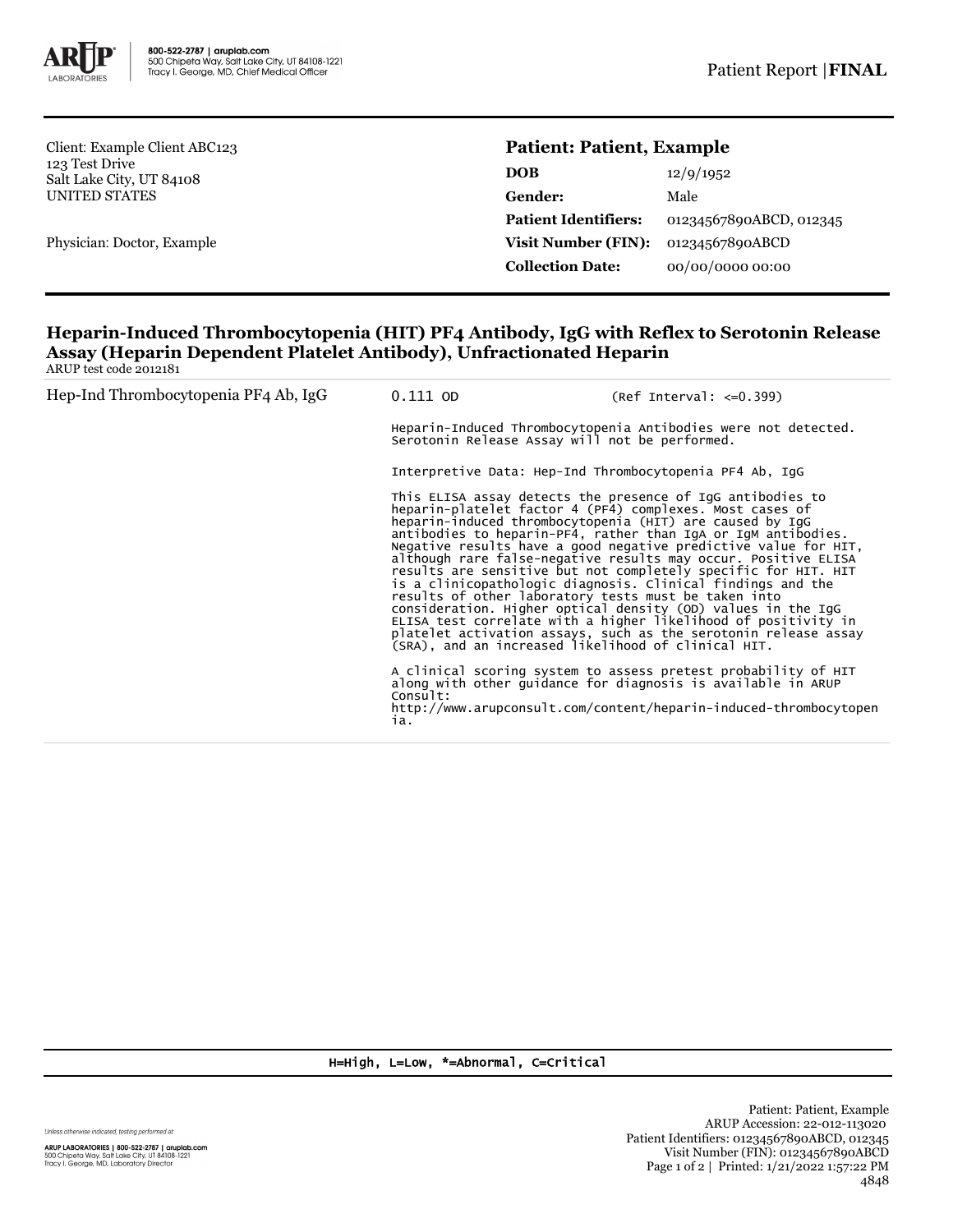Client: Example Client ABC123
123 Test Drive
Salt Lake City, UT 84108
UNITED STATES

Physician: Doctor, Example

## Patient: Patient, Example

| | |
|---|---|
| **DOB** | 12/9/1952 |
| **Gender:** | Male |
| **Patient Identifiers:** | 01234567890ABCD, 012345 |
| **Visit Number (FIN):** | 01234567890ABCD |
| **Collection Date:** | 00/00/0000 00:00 |

### Heparin-Induced Thrombocytopenia (HIT) PF4 Antibody, IgG with Reflex to Serotonin Release Assay (Heparin Dependent Platelet Antibody), Unfractionated Heparin

ARUP test code 2012181

| Test | Result | Reference |
|---|---|---|
| Hep-Ind Thrombocytopenia PF4 Ab, IgG | 0.111 OD | (Ref Interval: <=0.399) |

Heparin-Induced Thrombocytopenia Antibodies were not detected. Serotonin Release Assay will not be performed.

Interpretive Data: Hep-Ind Thrombocytopenia PF4 Ab, IgG

This ELISA assay detects the presence of IgG antibodies to heparin-platelet factor 4 (PF4) complexes. Most cases of heparin-induced thrombocytopenia (HIT) are caused by IgG antibodies to heparin-PF4, rather than IgA or IgM antibodies. Negative results have a good negative predictive value for HIT, although rare false-negative results may occur. Positive ELISA results are sensitive but not completely specific for HIT. HIT is a clinicopathologic diagnosis. Clinical findings and the results of other laboratory tests must be taken into consideration. Higher optical density (OD) values in the IgG ELISA test correlate with a higher likelihood of positivity in platelet activation assays, such as the serotonin release assay (SRA), and an increased likelihood of clinical HIT.

A clinical scoring system to assess pretest probability of HIT along with other guidance for diagnosis is available in ARUP Consult:
http://www.arupconsult.com/content/heparin-induced-thrombocytopenia.

H=High, L=Low, *=Abnormal, C=Critical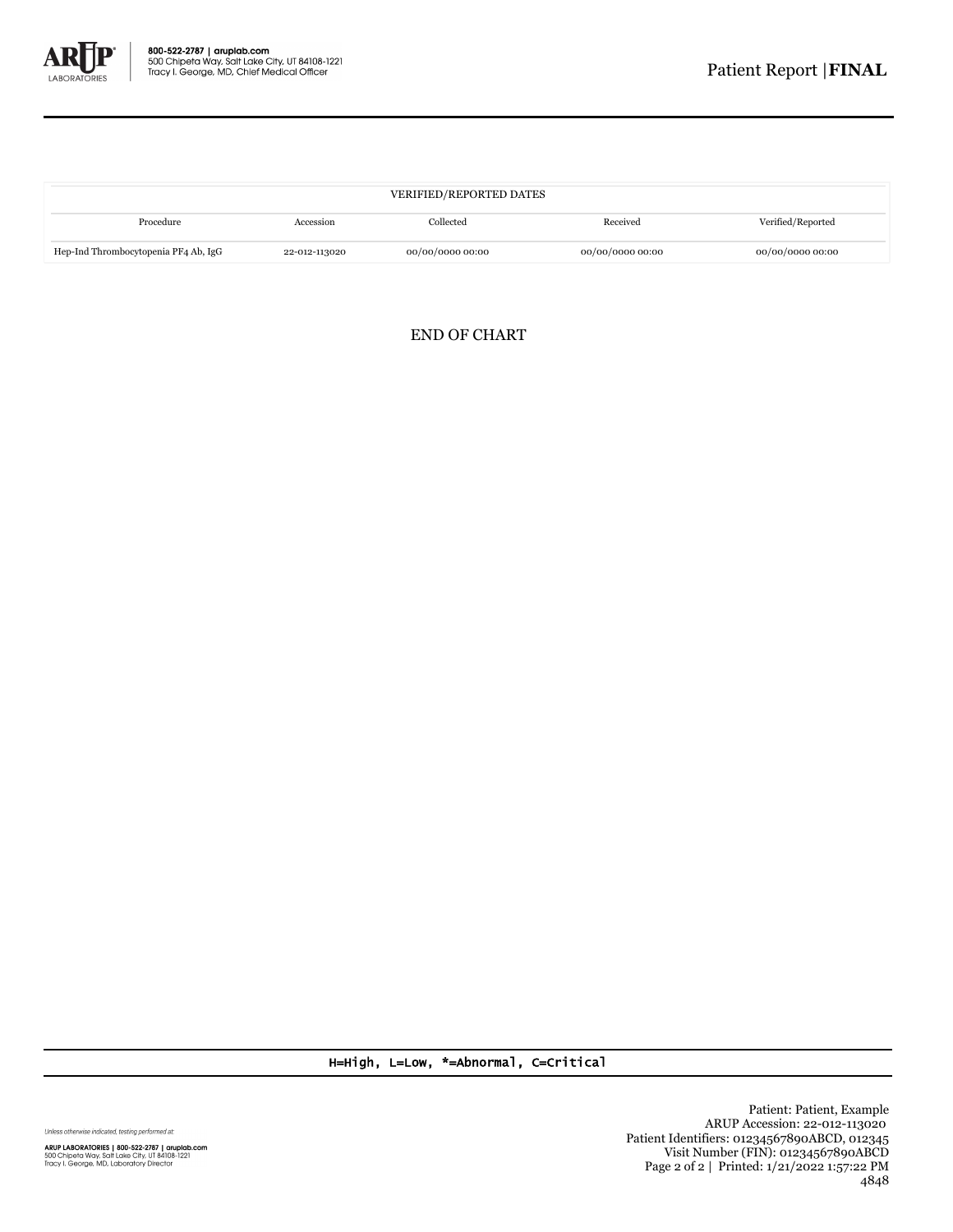| VERIFIED/REPORTED DATES | | | | |
|---|---|---|---|---|
| Procedure | Accession | Collected | Received | Verified/Reported |
| Hep-Ind Thrombocytopenia PF4 Ab, IgG | 22-012-113020 | 00/00/0000 00:00 | 00/00/0000 00:00 | 00/00/0000 00:00 |

END OF CHART

H=High, L=Low, *=Abnormal, C=Critical

*Unless otherwise indicated, testing performed at:*

**ARUP LABORATORIES | 800-522-2787 | aruplab.com**
500 Chipeta Way, Salt Lake City, UT 84108-1221
Tracy I. George, MD, Laboratory Director

Patient: Patient, Example
ARUP Accession: 22-012-113020
Patient Identifiers: 01234567890ABCD, 012345
Visit Number (FIN): 01234567890ABCD
Printed: 1/21/2022 1:57:22 PM
4848